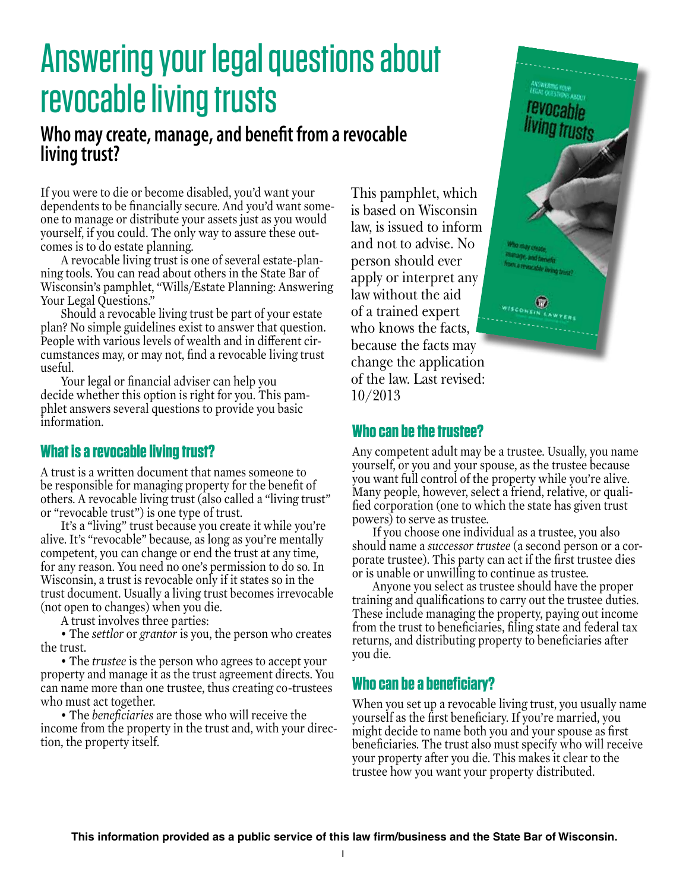# Answering your legal questions about revocable living trusts

## Who may create, manage, and benefit from a revocable living trust?

If you were to die or become disabled, you'd want your dependents to be financially secure. And you'd want someone to manage or distribute your assets just as you would yourself, if you could. The only way to assure these outcomes is to do estate planning.

A revocable living trust is one of several estate-planning tools. You can read about others in the State Bar of Wisconsin's pamphlet, "Wills/Estate Planning: Answering Your Legal Questions."

Should a revocable living trust be part of your estate plan? No simple guidelines exist to answer that question. People with various levels of wealth and in different circumstances may, or may not, find a revocable living trust useful.

Your legal or financial adviser can help you decide whether this option is right for you. This pamphlet answers several questions to provide you basic information.

This pamphlet, which is based on Wisconsin law, is issued to inform and not to advise. No person should ever apply or interpret any law without the aid of a trained expert who knows the facts, because the facts may change the application of the law. Last revised: 10/2013

### What is a revocable living trust?

A trust is a written document that names someone to be responsible for managing property for the benefit of others. A revocable living trust (also called a "living trust" or "revocable trust") is one type of trust.

It's a "living" trust because you create it while you're alive. It's "revocable" because, as long as you're mentally competent, you can change or end the trust at any time, for any reason. You need no one's permission to do so. In Wisconsin, a trust is revocable only if it states so in the trust document. Usually a living trust becomes irrevocable (not open to changes) when you die.

A trust involves three parties:

- The *settlor* or *grantor* is you, the person who creates the trust.
- The *trustee* is the person who agrees to accept your property and manage it as the trust agreement directs. You can name more than one trustee, thus creating co-trustees who must act together.
- The *beneficiaries* are those who will receive the income from the property in the trust and, with your direction, the property itself.

### Who can be the trustee?

Any competent adult may be a trustee. Usually, you name yourself, or you and your spouse, as the trustee because you want full control of the property while you're alive. Many people, however, select a friend, relative, or qualified corporation (one to which the state has given trust powers) to serve as trustee.

If you choose one individual as a trustee, you also should name a *successor trustee* (a second person or a corporate trustee). This party can act if the first trustee dies or is unable or unwilling to continue as trustee.

Anyone you select as trustee should have the proper training and qualifications to carry out the trustee duties. These include managing the property, paying out income from the trust to beneficiaries, filing state and federal tax returns, and distributing property to beneficiaries after you die.

### Who can be a beneficiary?

When you set up a revocable living trust, you usually name yourself as the first beneficiary. If you're married, you might decide to name both you and your spouse as first beneficiaries. The trust also must specify who will receive your property after you die. This makes it clear to the trustee how you want your property distributed.

**This information provided as a public service of this law firm/business and the State Bar of Wisconsin.**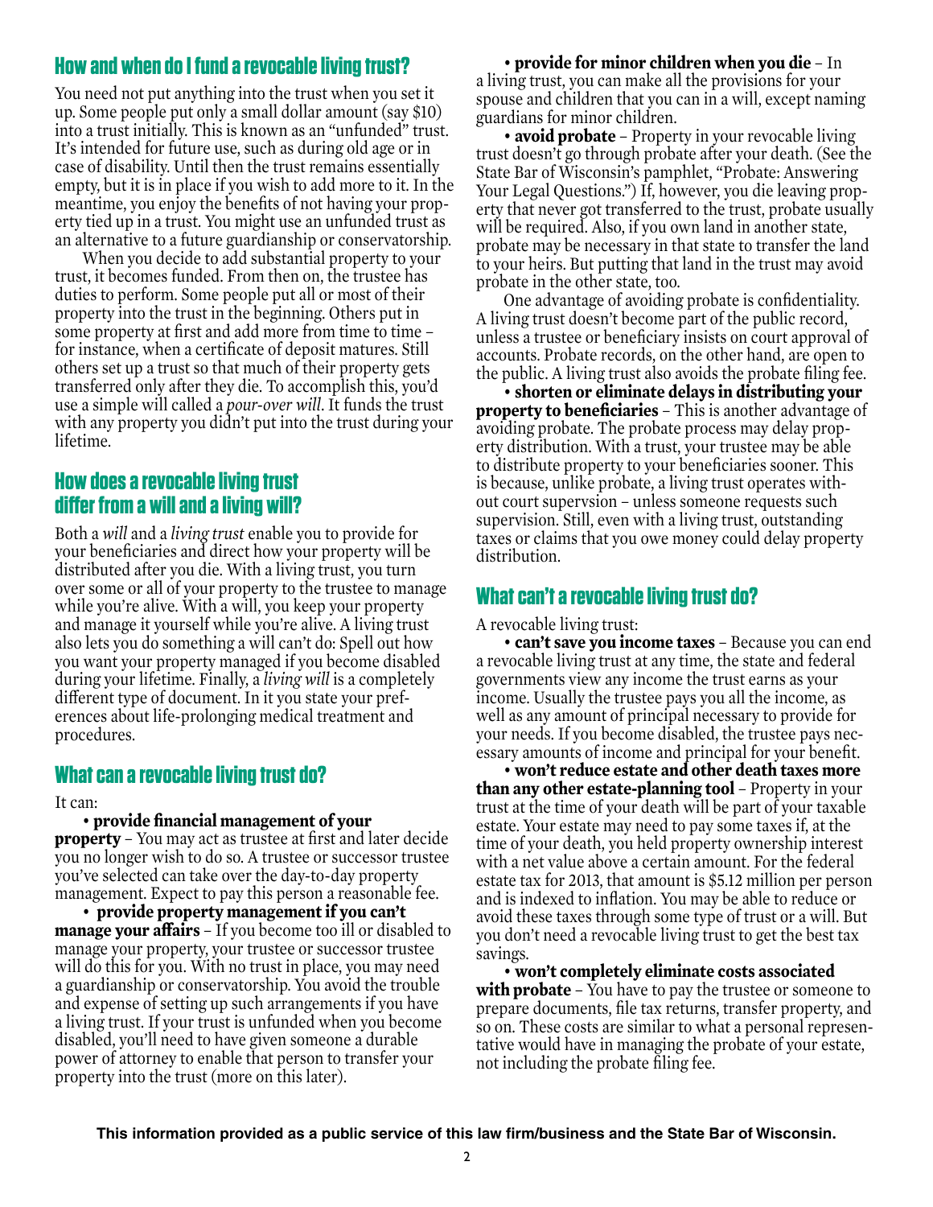## How and when do I fund a revocable living trust?

You need not put anything into the trust when you set it up. Some people put only a small dollar amount (say $10) into a trust initially. This is known as an "unfunded" trust. It's intended for future use, such as during old age or in case of disability. Until then the trust remains essentially empty, but it is in place if you wish to add more to it. In the meantime, you enjoy the benefits of not having your property tied up in a trust. You might use an unfunded trust as an alternative to a future guardianship or conservatorship.

When you decide to add substantial property to your trust, it becomes funded. From then on, the trustee has duties to perform. Some people put all or most of their property into the trust in the beginning. Others put in some property at first and add more from time to time – for instance, when a certificate of deposit matures. Still others set up a trust so that much of their property gets transferred only after they die. To accomplish this, you'd use a simple will called a *pour-over will*. It funds the trust with any property you didn't put into the trust during your lifetime.

## How does a revocable living trust differ from a will and a living will?

Both a *will* and a *living trust* enable you to provide for your beneficiaries and direct how your property will be distributed after you die. With a living trust, you turn over some or all of your property to the trustee to manage while you're alive. With a will, you keep your property and manage it yourself while you're alive. A living trust also lets you do something a will can't do: Spell out how you want your property managed if you become disabled during your lifetime. Finally, a *living will* is a completely different type of document. In it you state your preferences about life-prolonging medical treatment and procedures.

## What can a revocable living trust do?

It can:

**• provide financial management of your property** – You may act as trustee at first and later decide you no longer wish to do so. A trustee or successor trustee you've selected can take over the day-to-day property management. Expect to pay this person a reasonable fee.

**• provide property management if you can't manage your affairs** – If you become too ill or disabled to manage your property, your trustee or successor trustee will do this for you. With no trust in place, you may need a guardianship or conservatorship. You avoid the trouble and expense of setting up such arrangements if you have a living trust. If your trust is unfunded when you become disabled, you'll need to have given someone a durable power of attorney to enable that person to transfer your property into the trust (more on this later).

**• provide for minor children when you die** – In a living trust, you can make all the provisions for your spouse and children that you can in a will, except naming guardians for minor children.

**• avoid probate** – Property in your revocable living trust doesn't go through probate after your death. (See the State Bar of Wisconsin's pamphlet, "Probate: Answering Your Legal Questions.") If, however, you die leaving property that never got transferred to the trust, probate usually will be required. Also, if you own land in another state, probate may be necessary in that state to transfer the land to your heirs. But putting that land in the trust may avoid probate in the other state, too.

One advantage of avoiding probate is confidentiality. A living trust doesn't become part of the public record, unless a trustee or beneficiary insists on court approval of accounts. Probate records, on the other hand, are open to the public. A living trust also avoids the probate filing fee.

**• shorten or eliminate delays in distributing your property to beneficiaries** – This is another advantage of avoiding probate. The probate process may delay property distribution. With a trust, your trustee may be able to distribute property to your beneficiaries sooner. This is because, unlike probate, a living trust operates without court supervsion – unless someone requests such supervision. Still, even with a living trust, outstanding taxes or claims that you owe money could delay property distribution.

## What can't a revocable living trust do?

A revocable living trust:

**• can't save you income taxes** – Because you can end a revocable living trust at any time, the state and federal governments view any income the trust earns as your income. Usually the trustee pays you all the income, as well as any amount of principal necessary to provide for your needs. If you become disabled, the trustee pays necessary amounts of income and principal for your benefit.

**• won't reduce estate and other death taxes more than any other estate-planning tool** – Property in your trust at the time of your death will be part of your taxable estate. Your estate may need to pay some taxes if, at the time of your death, you held property ownership interest with a net value above a certain amount. For the federal estate tax for 2013, that amount is $5.12 million per person and is indexed to inflation. You may be able to reduce or avoid these taxes through some type of trust or a will. But you don't need a revocable living trust to get the best tax savings.

**• won't completely eliminate costs associated with probate** – You have to pay the trustee or someone to prepare documents, file tax returns, transfer property, and so on. These costs are similar to what a personal representative would have in managing the probate of your estate, not including the probate filing fee.

**This information provided as a public service of this law firm/business and the State Bar of Wisconsin.**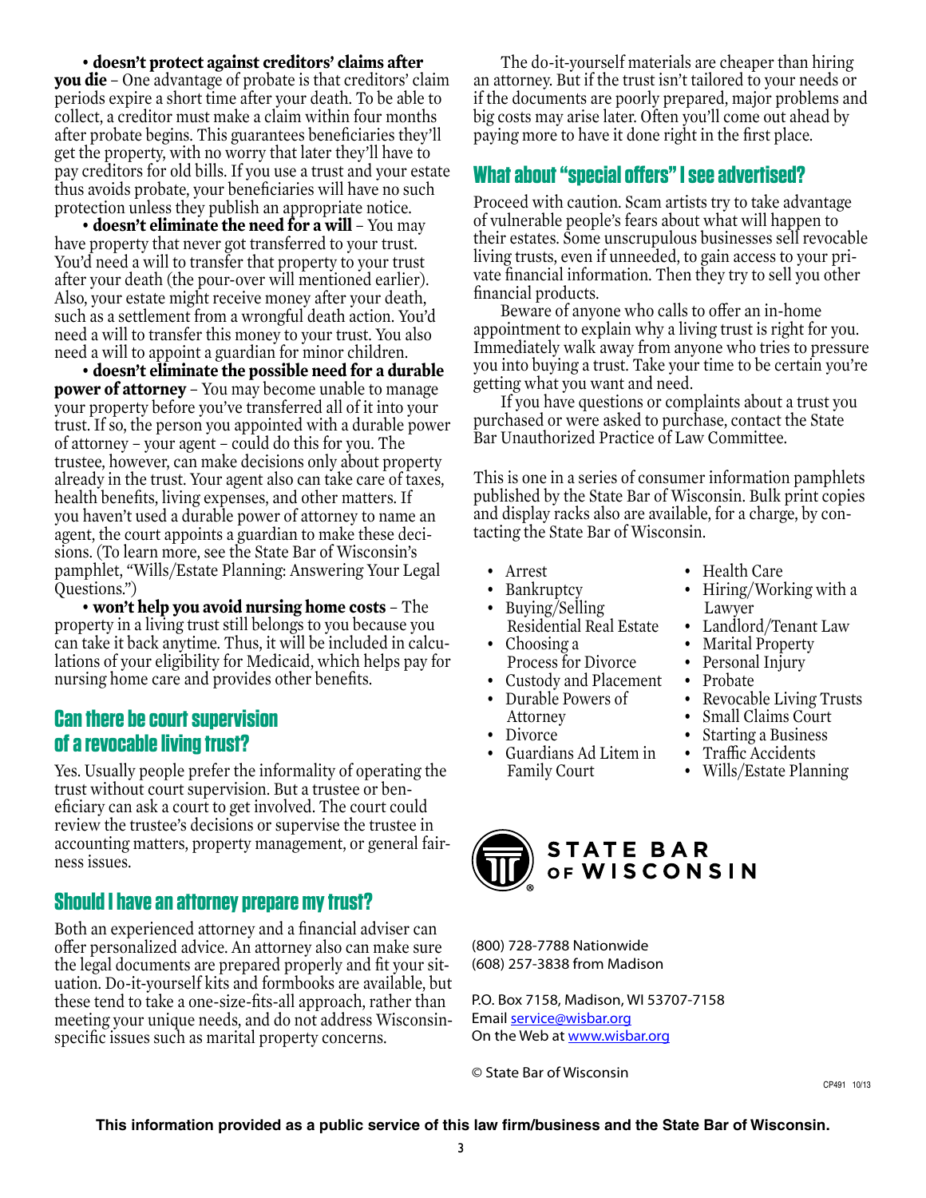• **doesn't protect against creditors' claims after you die** – One advantage of probate is that creditors' claim periods expire a short time after your death. To be able to collect, a creditor must make a claim within four months after probate begins. This guarantees beneficiaries they'll get the property, with no worry that later they'll have to pay creditors for old bills. If you use a trust and your estate thus avoids probate, your beneficiaries will have no such protection unless they publish an appropriate notice.

• **doesn't eliminate the need for a will** – You may have property that never got transferred to your trust. You'd need a will to transfer that property to your trust after your death (the pour-over will mentioned earlier). Also, your estate might receive money after your death, such as a settlement from a wrongful death action. You'd need a will to transfer this money to your trust. You also need a will to appoint a guardian for minor children.

• **doesn't eliminate the possible need for a durable power of attorney** – You may become unable to manage your property before you've transferred all of it into your trust. If so, the person you appointed with a durable power of attorney – your agent – could do this for you. The trustee, however, can make decisions only about property already in the trust. Your agent also can take care of taxes, health benefits, living expenses, and other matters. If you haven't used a durable power of attorney to name an agent, the court appoints a guardian to make these decisions. (To learn more, see the State Bar of Wisconsin's pamphlet, "Wills/Estate Planning: Answering Your Legal Questions.")

• **won't help you avoid nursing home costs** – The property in a living trust still belongs to you because you can take it back anytime. Thus, it will be included in calculations of your eligibility for Medicaid, which helps pay for nursing home care and provides other benefits.

## Can there be court supervision of a revocable living trust?

Yes. Usually people prefer the informality of operating the trust without court supervision. But a trustee or beneficiary can ask a court to get involved. The court could review the trustee's decisions or supervise the trustee in accounting matters, property management, or general fairness issues.

## Should I have an attorney prepare my trust?

Both an experienced attorney and a financial adviser can offer personalized advice. An attorney also can make sure the legal documents are prepared properly and fit your situation. Do-it-yourself kits and formbooks are available, but these tend to take a one-size-fits-all approach, rather than meeting your unique needs, and do not address Wisconsin-specific issues such as marital property concerns.

The do-it-yourself materials are cheaper than hiring an attorney. But if the trust isn't tailored to your needs or if the documents are poorly prepared, major problems and big costs may arise later. Often you'll come out ahead by paying more to have it done right in the first place.

## What about "special offers" I see advertised?

Proceed with caution. Scam artists try to take advantage of vulnerable people's fears about what will happen to their estates. Some unscrupulous businesses sell revocable living trusts, even if unneeded, to gain access to your private financial information. Then they try to sell you other financial products.

Beware of anyone who calls to offer an in-home appointment to explain why a living trust is right for you. Immediately walk away from anyone who tries to pressure you into buying a trust. Take your time to be certain you're getting what you want and need.

If you have questions or complaints about a trust you purchased or were asked to purchase, contact the State Bar Unauthorized Practice of Law Committee.

This is one in a series of consumer information pamphlets published by the State Bar of Wisconsin. Bulk print copies and display racks also are available, for a charge, by contacting the State Bar of Wisconsin.

- Arrest
- Bankruptcy
- Buying/Selling Residential Real Estate
- Choosing a Process for Divorce
- Custody and Placement
- Durable Powers of Attorney
- Divorce
- Guardians Ad Litem in Family Court
- Health Care
- Hiring/Working with a Lawyer
- Landlord/Tenant Law
- Marital Property
- Personal Injury
- Probate
- Revocable Living Trusts
- Small Claims Court
- Starting a Business
- Traffic Accidents
- Wills/Estate Planning

STATE BAR OF WISCONSIN

(800) 728-7788 Nationwide
(608) 257-3838 from Madison

P.O. Box 7158, Madison, WI 53707-7158
Email service@wisbar.org
On the Web at www.wisbar.org

© State Bar of Wisconsin

CP491 10/13

**This information provided as a public service of this law firm/business and the State Bar of Wisconsin.**